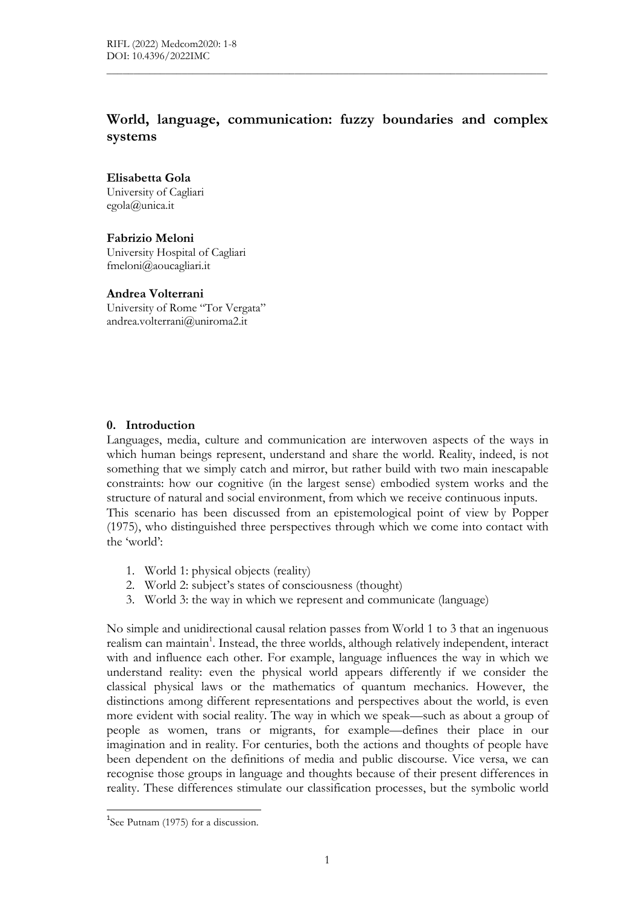# World, language, communication: fuzzy boundaries and complex systems

**Elisabetta Gola**
University of Cagliari
egola@unica.it

**Fabrizio Meloni**
University Hospital of Cagliari
fmeloni@aoucagliari.it

**Andrea Volterrani**
University of Rome "Tor Vergata"
andrea.volterrani@uniroma2.it

## 0. Introduction

Languages, media, culture and communication are interwoven aspects of the ways in which human beings represent, understand and share the world. Reality, indeed, is not something that we simply catch and mirror, but rather build with two main inescapable constraints: how our cognitive (in the largest sense) embodied system works and the structure of natural and social environment, from which we receive continuous inputs.

This scenario has been discussed from an epistemological point of view by Popper (1975), who distinguished three perspectives through which we come into contact with the 'world':

1. World 1: physical objects (reality)
2. World 2: subject's states of consciousness (thought)
3. World 3: the way in which we represent and communicate (language)

No simple and unidirectional causal relation passes from World 1 to 3 that an ingenuous realism can maintain[1]. Instead, the three worlds, although relatively independent, interact with and influence each other. For example, language influences the way in which we understand reality: even the physical world appears differently if we consider the classical physical laws or the mathematics of quantum mechanics. However, the distinctions among different representations and perspectives about the world, is even more evident with social reality. The way in which we speak—such as about a group of people as women, trans or migrants, for example—defines their place in our imagination and in reality. For centuries, both the actions and thoughts of people have been dependent on the definitions of media and public discourse. Vice versa, we can recognise those groups in language and thoughts because of their present differences in reality. These differences stimulate our classification processes, but the symbolic world

[1] See Putnam (1975) for a discussion.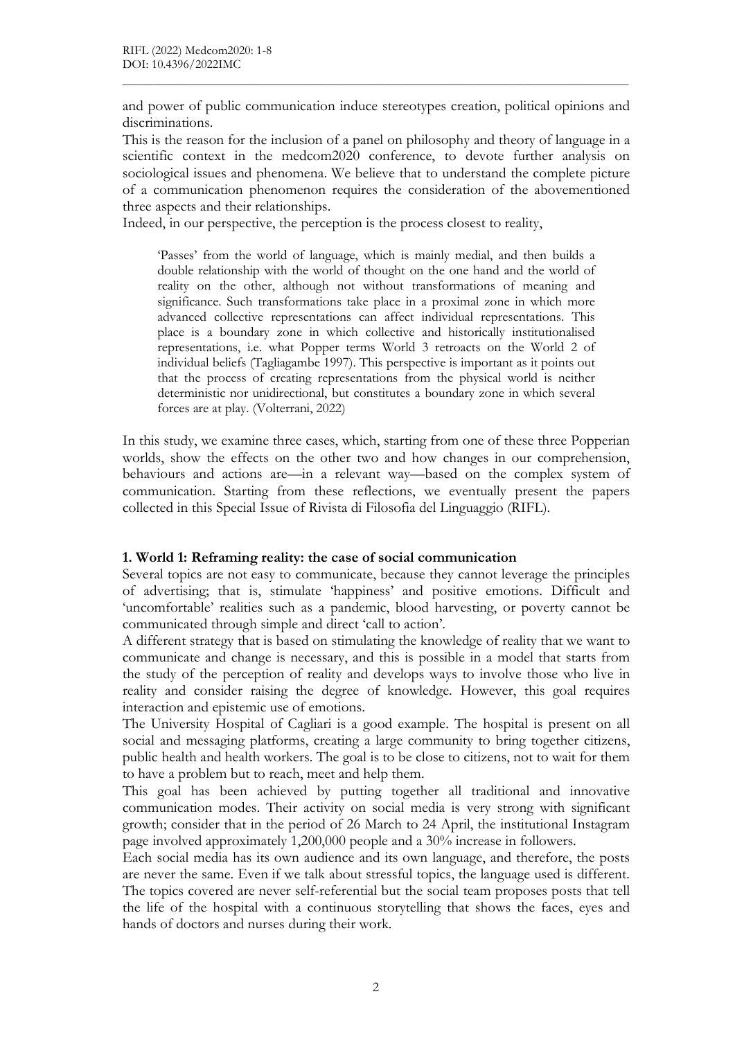and power of public communication induce stereotypes creation, political opinions and discriminations.

This is the reason for the inclusion of a panel on philosophy and theory of language in a scientific context in the medcom2020 conference, to devote further analysis on sociological issues and phenomena. We believe that to understand the complete picture of a communication phenomenon requires the consideration of the abovementioned three aspects and their relationships.

Indeed, in our perspective, the perception is the process closest to reality,

> 'Passes' from the world of language, which is mainly medial, and then builds a double relationship with the world of thought on the one hand and the world of reality on the other, although not without transformations of meaning and significance. Such transformations take place in a proximal zone in which more advanced collective representations can affect individual representations. This place is a boundary zone in which collective and historically institutionalised representations, i.e. what Popper terms World 3 retroacts on the World 2 of individual beliefs (Tagliagambe 1997). This perspective is important as it points out that the process of creating representations from the physical world is neither deterministic nor unidirectional, but constitutes a boundary zone in which several forces are at play. (Volterrani, 2022)

In this study, we examine three cases, which, starting from one of these three Popperian worlds, show the effects on the other two and how changes in our comprehension, behaviours and actions are—in a relevant way—based on the complex system of communication. Starting from these reflections, we eventually present the papers collected in this Special Issue of Rivista di Filosofia del Linguaggio (RIFL).

## 1. World 1: Reframing reality: the case of social communication

Several topics are not easy to communicate, because they cannot leverage the principles of advertising; that is, stimulate 'happiness' and positive emotions. Difficult and 'uncomfortable' realities such as a pandemic, blood harvesting, or poverty cannot be communicated through simple and direct 'call to action'.

A different strategy that is based on stimulating the knowledge of reality that we want to communicate and change is necessary, and this is possible in a model that starts from the study of the perception of reality and develops ways to involve those who live in reality and consider raising the degree of knowledge. However, this goal requires interaction and epistemic use of emotions.

The University Hospital of Cagliari is a good example. The hospital is present on all social and messaging platforms, creating a large community to bring together citizens, public health and health workers. The goal is to be close to citizens, not to wait for them to have a problem but to reach, meet and help them.

This goal has been achieved by putting together all traditional and innovative communication modes. Their activity on social media is very strong with significant growth; consider that in the period of 26 March to 24 April, the institutional Instagram page involved approximately 1,200,000 people and a 30% increase in followers.

Each social media has its own audience and its own language, and therefore, the posts are never the same. Even if we talk about stressful topics, the language used is different. The topics covered are never self-referential but the social team proposes posts that tell the life of the hospital with a continuous storytelling that shows the faces, eyes and hands of doctors and nurses during their work.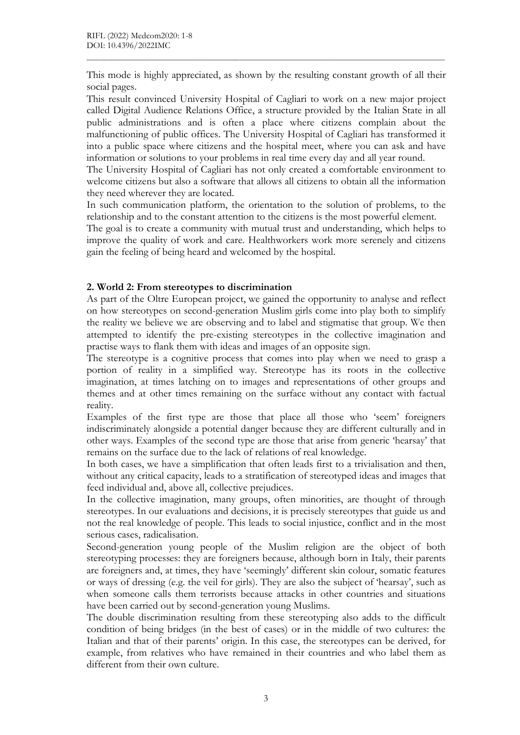This mode is highly appreciated, as shown by the resulting constant growth of all their social pages.

This result convinced University Hospital of Cagliari to work on a new major project called Digital Audience Relations Office, a structure provided by the Italian State in all public administrations and is often a place where citizens complain about the malfunctioning of public offices. The University Hospital of Cagliari has transformed it into a public space where citizens and the hospital meet, where you can ask and have information or solutions to your problems in real time every day and all year round.

The University Hospital of Cagliari has not only created a comfortable environment to welcome citizens but also a software that allows all citizens to obtain all the information they need wherever they are located.

In such communication platform, the orientation to the solution of problems, to the relationship and to the constant attention to the citizens is the most powerful element.

The goal is to create a community with mutual trust and understanding, which helps to improve the quality of work and care. Healthworkers work more serenely and citizens gain the feeling of being heard and welcomed by the hospital.

## 2. World 2: From stereotypes to discrimination

As part of the Oltre European project, we gained the opportunity to analyse and reflect on how stereotypes on second-generation Muslim girls come into play both to simplify the reality we believe we are observing and to label and stigmatise that group. We then attempted to identify the pre-existing stereotypes in the collective imagination and practise ways to flank them with ideas and images of an opposite sign.

The stereotype is a cognitive process that comes into play when we need to grasp a portion of reality in a simplified way. Stereotype has its roots in the collective imagination, at times latching on to images and representations of other groups and themes and at other times remaining on the surface without any contact with factual reality.

Examples of the first type are those that place all those who 'seem' foreigners indiscriminately alongside a potential danger because they are different culturally and in other ways. Examples of the second type are those that arise from generic 'hearsay' that remains on the surface due to the lack of relations of real knowledge.

In both cases, we have a simplification that often leads first to a trivialisation and then, without any critical capacity, leads to a stratification of stereotyped ideas and images that feed individual and, above all, collective prejudices.

In the collective imagination, many groups, often minorities, are thought of through stereotypes. In our evaluations and decisions, it is precisely stereotypes that guide us and not the real knowledge of people. This leads to social injustice, conflict and in the most serious cases, radicalisation.

Second-generation young people of the Muslim religion are the object of both stereotyping processes: they are foreigners because, although born in Italy, their parents are foreigners and, at times, they have 'seemingly' different skin colour, somatic features or ways of dressing (e.g. the veil for girls). They are also the subject of 'hearsay', such as when someone calls them terrorists because attacks in other countries and situations have been carried out by second-generation young Muslims.

The double discrimination resulting from these stereotyping also adds to the difficult condition of being bridges (in the best of cases) or in the middle of two cultures: the Italian and that of their parents' origin. In this case, the stereotypes can be derived, for example, from relatives who have remained in their countries and who label them as different from their own culture.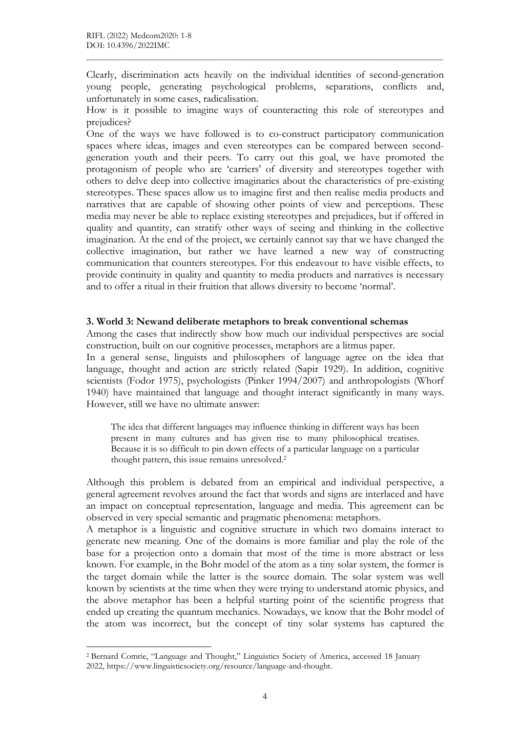Clearly, discrimination acts heavily on the individual identities of second-generation young people, generating psychological problems, separations, conflicts and, unfortunately in some cases, radicalisation.

How is it possible to imagine ways of counteracting this role of stereotypes and prejudices?

One of the ways we have followed is to co-construct participatory communication spaces where ideas, images and even stereotypes can be compared between second-generation youth and their peers. To carry out this goal, we have promoted the protagonism of people who are 'carriers' of diversity and stereotypes together with others to delve deep into collective imaginaries about the characteristics of pre-existing stereotypes. These spaces allow us to imagine first and then realise media products and narratives that are capable of showing other points of view and perceptions. These media may never be able to replace existing stereotypes and prejudices, but if offered in quality and quantity, can stratify other ways of seeing and thinking in the collective imagination. At the end of the project, we certainly cannot say that we have changed the collective imagination, but rather we have learned a new way of constructing communication that counters stereotypes. For this endeavour to have visible effects, to provide continuity in quality and quantity to media products and narratives is necessary and to offer a ritual in their fruition that allows diversity to become 'normal'.

### 3. World 3: Newand deliberate metaphors to break conventional schemas

Among the cases that indirectly show how much our individual perspectives are social construction, built on our cognitive processes, metaphors are a litmus paper.

In a general sense, linguists and philosophers of language agree on the idea that language, thought and action are strictly related (Sapir 1929). In addition, cognitive scientists (Fodor 1975), psychologists (Pinker 1994/2007) and anthropologists (Whorf 1940) have maintained that language and thought interact significantly in many ways. However, still we have no ultimate answer:

> The idea that different languages may influence thinking in different ways has been present in many cultures and has given rise to many philosophical treatises. Because it is so difficult to pin down effects of a particular language on a particular thought pattern, this issue remains unresolved.[2]

Although this problem is debated from an empirical and individual perspective, a general agreement revolves around the fact that words and signs are interlaced and have an impact on conceptual representation, language and media. This agreement can be observed in very special semantic and pragmatic phenomena: metaphors.

A metaphor is a linguistic and cognitive structure in which two domains interact to generate new meaning. One of the domains is more familiar and play the role of the base for a projection onto a domain that most of the time is more abstract or less known. For example, in the Bohr model of the atom as a tiny solar system, the former is the target domain while the latter is the source domain. The solar system was well known by scientists at the time when they were trying to understand atomic physics, and the above metaphor has been a helpful starting point of the scientific progress that ended up creating the quantum mechanics. Nowadays, we know that the Bohr model of the atom was incorrect, but the concept of tiny solar systems has captured the

[2] Bernard Comrie, "Language and Thought," Linguistics Society of America, accessed 18 January 2022, https://www.linguisticsociety.org/resource/language-and-thought.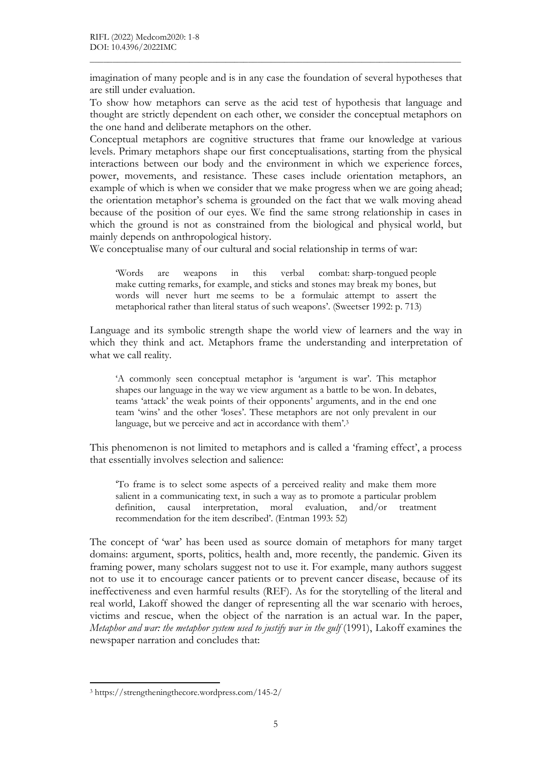imagination of many people and is in any case the foundation of several hypotheses that are still under evaluation.

To show how metaphors can serve as the acid test of hypothesis that language and thought are strictly dependent on each other, we consider the conceptual metaphors on the one hand and deliberate metaphors on the other.

Conceptual metaphors are cognitive structures that frame our knowledge at various levels. Primary metaphors shape our first conceptualisations, starting from the physical interactions between our body and the environment in which we experience forces, power, movements, and resistance. These cases include orientation metaphors, an example of which is when we consider that we make progress when we are going ahead; the orientation metaphor's schema is grounded on the fact that we walk moving ahead because of the position of our eyes. We find the same strong relationship in cases in which the ground is not as constrained from the biological and physical world, but mainly depends on anthropological history.

We conceptualise many of our cultural and social relationship in terms of war:

> 'Words are weapons in this verbal combat: sharp-tongued people make cutting remarks, for example, and sticks and stones may break my bones, but words will never hurt me seems to be a formulaic attempt to assert the metaphorical rather than literal status of such weapons'. (Sweetser 1992: p. 713)

Language and its symbolic strength shape the world view of learners and the way in which they think and act. Metaphors frame the understanding and interpretation of what we call reality.

> 'A commonly seen conceptual metaphor is 'argument is war'. This metaphor shapes our language in the way we view argument as a battle to be won. In debates, teams 'attack' the weak points of their opponents' arguments, and in the end one team 'wins' and the other 'loses'. These metaphors are not only prevalent in our language, but we perceive and act in accordance with them'.[3]

This phenomenon is not limited to metaphors and is called a 'framing effect', a process that essentially involves selection and salience:

> 'To frame is to select some aspects of a perceived reality and make them more salient in a communicating text, in such a way as to promote a particular problem definition, causal interpretation, moral evaluation, and/or treatment recommendation for the item described'. (Entman 1993: 52)

The concept of 'war' has been used as source domain of metaphors for many target domains: argument, sports, politics, health and, more recently, the pandemic. Given its framing power, many scholars suggest not to use it. For example, many authors suggest not to use it to encourage cancer patients or to prevent cancer disease, because of its ineffectiveness and even harmful results (REF). As for the storytelling of the literal and real world, Lakoff showed the danger of representing all the war scenario with heroes, victims and rescue, when the object of the narration is an actual war. In the paper, *Metaphor and war: the metaphor system used to justify war in the gulf* (1991), Lakoff examines the newspaper narration and concludes that:

---

[3] https://strengtheningthecore.wordpress.com/145-2/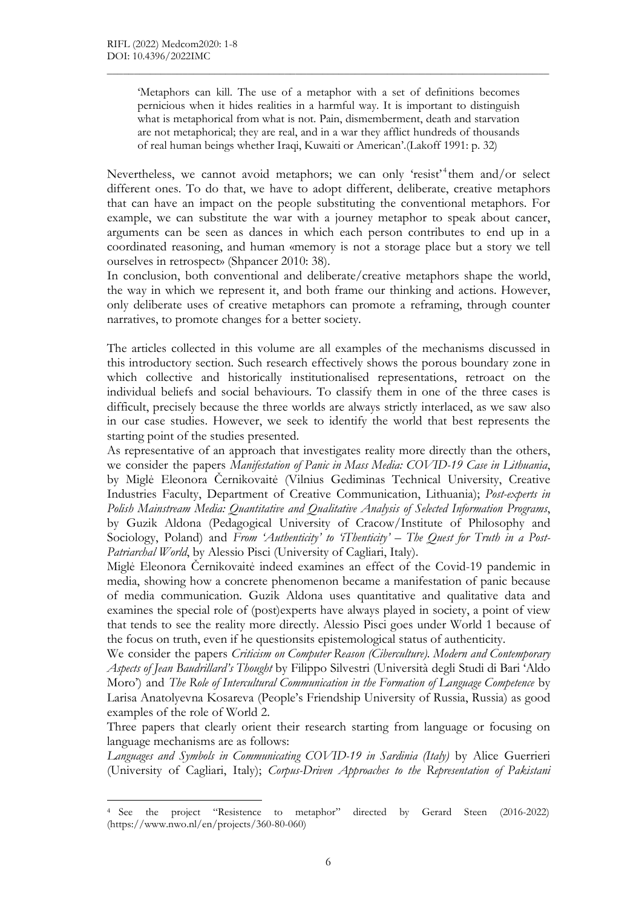> 'Metaphors can kill. The use of a metaphor with a set of definitions becomes pernicious when it hides realities in a harmful way. It is important to distinguish what is metaphorical from what is not. Pain, dismemberment, death and starvation are not metaphorical; they are real, and in a war they afflict hundreds of thousands of real human beings whether Iraqi, Kuwaiti or American'.(Lakoff 1991: p. 32)

Nevertheless, we cannot avoid metaphors; we can only 'resist'[4] them and/or select different ones. To do that, we have to adopt different, deliberate, creative metaphors that can have an impact on the people substituting the conventional metaphors. For example, we can substitute the war with a journey metaphor to speak about cancer, arguments can be seen as dances in which each person contributes to end up in a coordinated reasoning, and human «memory is not a storage place but a story we tell ourselves in retrospect» (Shpancer 2010: 38).

In conclusion, both conventional and deliberate/creative metaphors shape the world, the way in which we represent it, and both frame our thinking and actions. However, only deliberate uses of creative metaphors can promote a reframing, through counter narratives, to promote changes for a better society.

The articles collected in this volume are all examples of the mechanisms discussed in this introductory section. Such research effectively shows the porous boundary zone in which collective and historically institutionalised representations, retroact on the individual beliefs and social behaviours. To classify them in one of the three cases is difficult, precisely because the three worlds are always strictly interlaced, as we saw also in our case studies. However, we seek to identify the world that best represents the starting point of the studies presented.

As representative of an approach that investigates reality more directly than the others, we consider the papers *Manifestation of Panic in Mass Media: COVID-19 Case in Lithuania*, by Miglė Eleonora Černikovaitė (Vilnius Gediminas Technical University, Creative Industries Faculty, Department of Creative Communication, Lithuania); *Post-experts in Polish Mainstream Media: Quantitative and Qualitative Analysis of Selected Information Programs*, by Guzik Aldona (Pedagogical University of Cracow/Institute of Philosophy and Sociology, Poland) and *From 'Authenticity' to 'iThenticity' – The Quest for Truth in a Post-Patriarchal World*, by Alessio Pisci (University of Cagliari, Italy).

Miglė Eleonora Černikovaitė indeed examines an effect of the Covid-19 pandemic in media, showing how a concrete phenomenon became a manifestation of panic because of media communication. Guzik Aldona uses quantitative and qualitative data and examines the special role of (post)experts have always played in society, a point of view that tends to see the reality more directly. Alessio Pisci goes under World 1 because of the focus on truth, even if he questionsits epistemological status of authenticity.

We consider the papers *Criticism on Computer Reason (Ciberculture). Modern and Contemporary Aspects of Jean Baudrillard's Thought* by Filippo Silvestri (Università degli Studi di Bari 'Aldo Moro') and *The Role of Intercultural Communication in the Formation of Language Competence* by Larisa Anatolyevna Kosareva (People's Friendship University of Russia, Russia) as good examples of the role of World 2.

Three papers that clearly orient their research starting from language or focusing on language mechanisms are as follows:

*Languages and Symbols in Communicating COVID-19 in Sardinia (Italy)* by Alice Guerrieri (University of Cagliari, Italy); *Corpus-Driven Approaches to the Representation of Pakistani*

---

[4] See the project "Resistence to metaphor" directed by Gerard Steen (2016-2022) (https://www.nwo.nl/en/projects/360-80-060)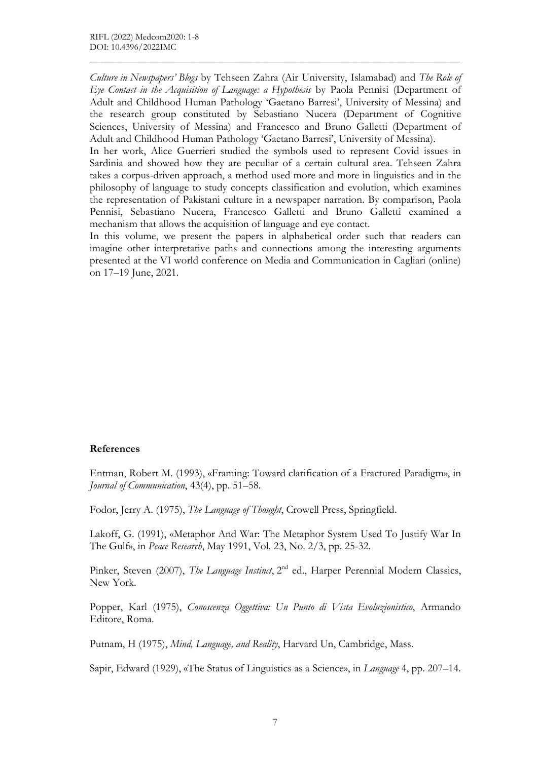*Culture in Newspapers' Blogs* by Tehseen Zahra (Air University, Islamabad) and *The Role of Eye Contact in the Acquisition of Language: a Hypothesis* by Paola Pennisi (Department of Adult and Childhood Human Pathology 'Gaetano Barresi', University of Messina) and the research group constituted by Sebastiano Nucera (Department of Cognitive Sciences, University of Messina) and Francesco and Bruno Galletti (Department of Adult and Childhood Human Pathology 'Gaetano Barresi', University of Messina).

In her work, Alice Guerrieri studied the symbols used to represent Covid issues in Sardinia and showed how they are peculiar of a certain cultural area. Tehseen Zahra takes a corpus-driven approach, a method used more and more in linguistics and in the philosophy of language to study concepts classification and evolution, which examines the representation of Pakistani culture in a newspaper narration. By comparison, Paola Pennisi, Sebastiano Nucera, Francesco Galletti and Bruno Galletti examined a mechanism that allows the acquisition of language and eye contact.

In this volume, we present the papers in alphabetical order such that readers can imagine other interpretative paths and connections among the interesting arguments presented at the VI world conference on Media and Communication in Cagliari (online) on 17–19 June, 2021.

## References

Entman, Robert M. (1993), «Framing: Toward clarification of a Fractured Paradigm», in *Journal of Communication*, 43(4), pp. 51–58.

Fodor, Jerry A. (1975), *The Language of Thought*, Crowell Press, Springfield.

Lakoff, G. (1991), «Metaphor And War: The Metaphor System Used To Justify War In The Gulf», in *Peace Research*, May 1991, Vol. 23, No. 2/3, pp. 25-32.

Pinker, Steven (2007), *The Language Instinct*, 2nd ed., Harper Perennial Modern Classics, New York.

Popper, Karl (1975), *Conoscenza Oggettiva: Un Punto di Vista Evoluzionistico*, Armando Editore, Roma.

Putnam, H (1975), *Mind, Language, and Reality*, Harvard Un, Cambridge, Mass.

Sapir, Edward (1929), «The Status of Linguistics as a Science», in *Language* 4, pp. 207–14.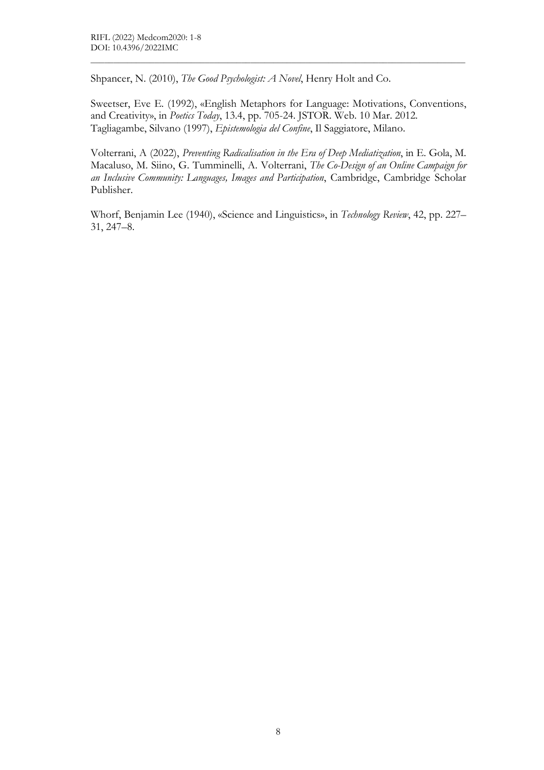Shpancer, N. (2010), *The Good Psychologist: A Novel*, Henry Holt and Co.

Sweetser, Eve E. (1992), «English Metaphors for Language: Motivations, Conventions, and Creativity», in *Poetics Today*, 13.4, pp. 705-24. JSTOR. Web. 10 Mar. 2012.
Tagliagambe, Silvano (1997), *Epistemologia del Confine*, Il Saggiatore, Milano.

Volterrani, A (2022), *Preventing Radicalisation in the Era of Deep Mediatization*, in E. Gola, M. Macaluso, M. Siino, G. Tumminelli, A. Volterrani, *The Co-Design of an Online Campaign for an Inclusive Community: Languages, Images and Participation*, Cambridge, Cambridge Scholar Publisher.

Whorf, Benjamin Lee (1940), «Science and Linguistics», in *Technology Review*, 42, pp. 227–31, 247–8.